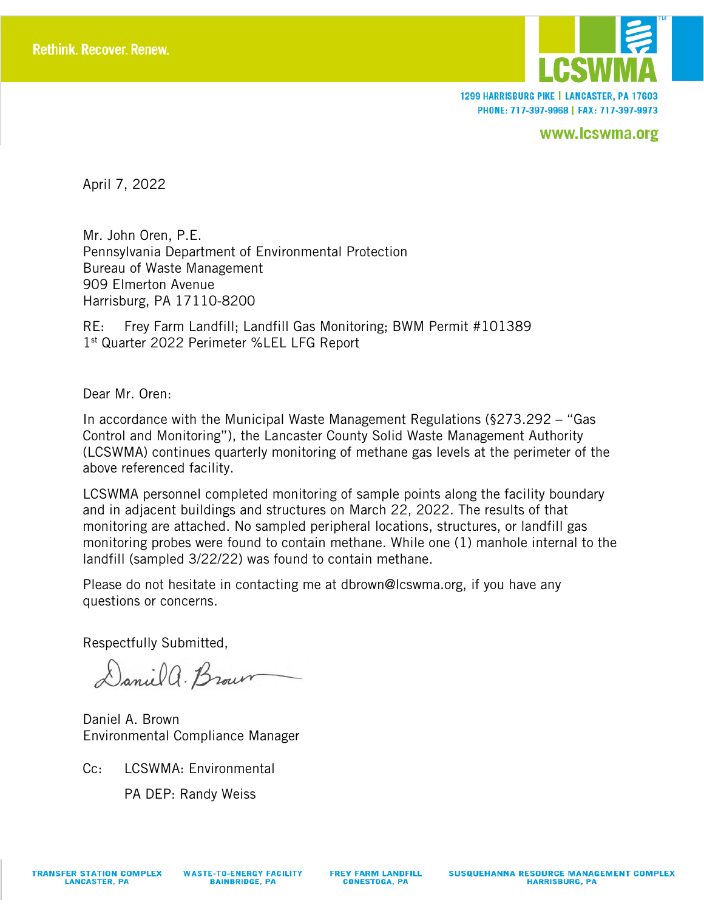Rethink. Recover. Renew.

LCSWMA

1299 HARRISBURG PIKE | LANCASTER, PA 17603
PHONE: 717-397-9968 | FAX: 717-397-9973

www.lcswma.org

April 7, 2022

Mr. John Oren, P.E.
Pennsylvania Department of Environmental Protection
Bureau of Waste Management
909 Elmerton Avenue
Harrisburg, PA 17110-8200

RE: Frey Farm Landfill; Landfill Gas Monitoring; BWM Permit #101389
1st Quarter 2022 Perimeter %LEL LFG Report

Dear Mr. Oren:

In accordance with the Municipal Waste Management Regulations (§273.292 – "Gas Control and Monitoring"), the Lancaster County Solid Waste Management Authority (LCSWMA) continues quarterly monitoring of methane gas levels at the perimeter of the above referenced facility.

LCSWMA personnel completed monitoring of sample points along the facility boundary and in adjacent buildings and structures on March 22, 2022. The results of that monitoring are attached. No sampled peripheral locations, structures, or landfill gas monitoring probes were found to contain methane. While one (1) manhole internal to the landfill (sampled 3/22/22) was found to contain methane.

Please do not hesitate in contacting me at dbrown@lcswma.org, if you have any questions or concerns.

Respectfully Submitted,

Daniel A. Brown
Environmental Compliance Manager

Cc: LCSWMA: Environmental

PA DEP: Randy Weiss

TRANSFER STATION COMPLEX LANCASTER, PA | WASTE-TO-ENERGY FACILITY BAINBRIDGE, PA | FREY FARM LANDFILL CONESTOGA, PA | SUSQUEHANNA RESOURCE MANAGEMENT COMPLEX HARRISBURG, PA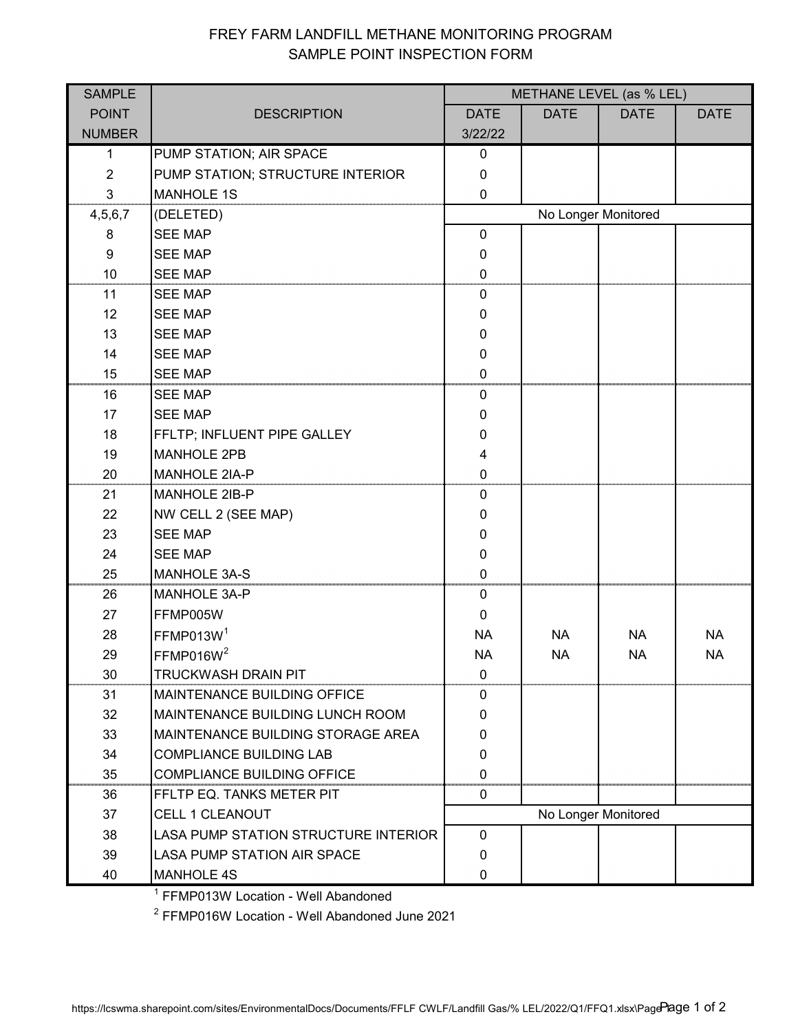# FREY FARM LANDFILL METHANE MONITORING PROGRAM
## SAMPLE POINT INSPECTION FORM

| SAMPLE POINT NUMBER | DESCRIPTION | METHANE LEVEL (as % LEL) | | | |
|---|---|---|---|---|---|
| | | DATE | DATE | DATE | DATE |
| | | 3/22/22 | | | |
| 1 | PUMP STATION; AIR SPACE | 0 | | | |
| 2 | PUMP STATION; STRUCTURE INTERIOR | 0 | | | |
| 3 | MANHOLE 1S | 0 | | | |
| 4,5,6,7 | (DELETED) | No Longer Monitored | | | |
| 8 | SEE MAP | 0 | | | |
| 9 | SEE MAP | 0 | | | |
| 10 | SEE MAP | 0 | | | |
| 11 | SEE MAP | 0 | | | |
| 12 | SEE MAP | 0 | | | |
| 13 | SEE MAP | 0 | | | |
| 14 | SEE MAP | 0 | | | |
| 15 | SEE MAP | 0 | | | |
| 16 | SEE MAP | 0 | | | |
| 17 | SEE MAP | 0 | | | |
| 18 | FFLTP; INFLUENT PIPE GALLEY | 0 | | | |
| 19 | MANHOLE 2PB | 4 | | | |
| 20 | MANHOLE 2IA-P | 0 | | | |
| 21 | MANHOLE 2IB-P | 0 | | | |
| 22 | NW CELL 2 (SEE MAP) | 0 | | | |
| 23 | SEE MAP | 0 | | | |
| 24 | SEE MAP | 0 | | | |
| 25 | MANHOLE 3A-S | 0 | | | |
| 26 | MANHOLE 3A-P | 0 | | | |
| 27 | FFMP005W | 0 | | | |
| 28 | FFMP013W[1] | NA | NA | NA | NA |
| 29 | FFMP016W[2] | NA | NA | NA | NA |
| 30 | TRUCKWASH DRAIN PIT | 0 | | | |
| 31 | MAINTENANCE BUILDING OFFICE | 0 | | | |
| 32 | MAINTENANCE BUILDING LUNCH ROOM | 0 | | | |
| 33 | MAINTENANCE BUILDING STORAGE AREA | 0 | | | |
| 34 | COMPLIANCE BUILDING LAB | 0 | | | |
| 35 | COMPLIANCE BUILDING OFFICE | 0 | | | |
| 36 | FFLTP EQ. TANKS METER PIT | 0 | | | |
| 37 | CELL 1 CLEANOUT | No Longer Monitored | | | |
| 38 | LASA PUMP STATION STRUCTURE INTERIOR | 0 | | | |
| 39 | LASA PUMP STATION AIR SPACE | 0 | | | |
| 40 | MANHOLE 4S | 0 | | | |

[1] FFMP013W Location - Well Abandoned

[2] FFMP016W Location - Well Abandoned June 2021

https://lcswma.sharepoint.com/sites/EnvironmentalDocs/Documents/FFLF CWLF/Landfill Gas/% LEL/2022/Q1/FFQ1.xlsx\Page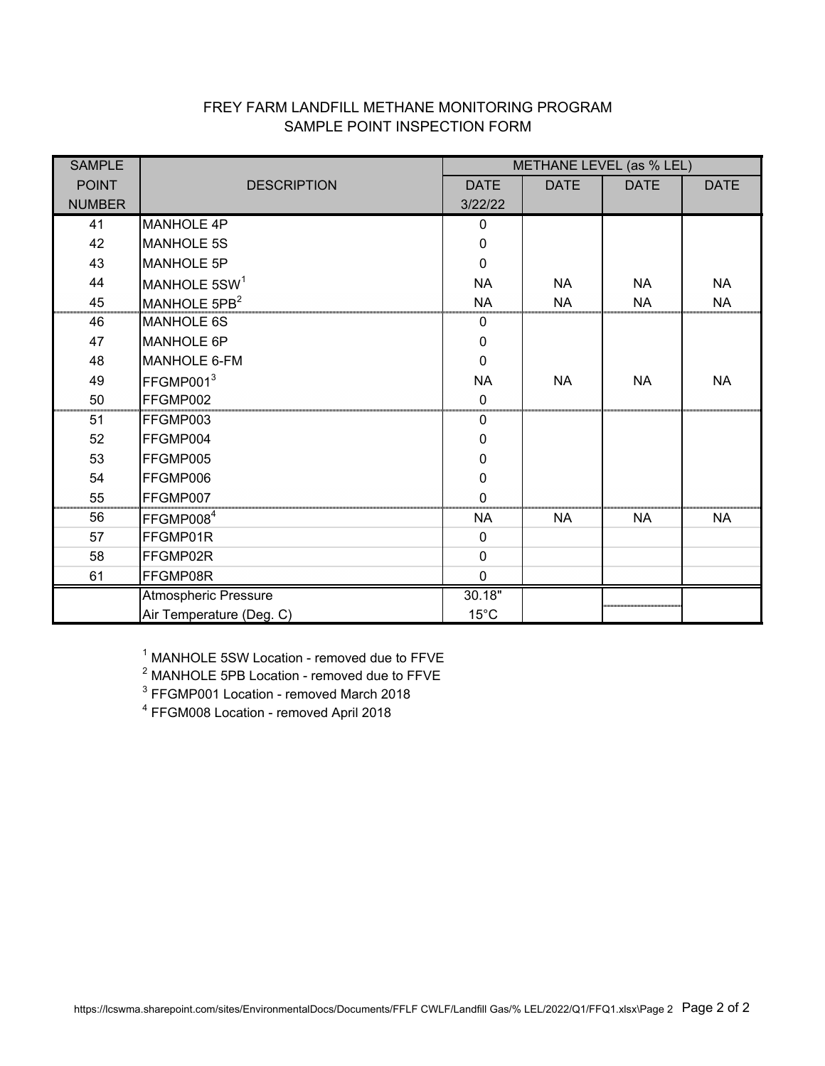FREY FARM LANDFILL METHANE MONITORING PROGRAM
SAMPLE POINT INSPECTION FORM

| SAMPLE POINT NUMBER | DESCRIPTION | METHANE LEVEL (as % LEL) | | | |
|---|---|---|---|---|---|
| | | DATE 3/22/22 | DATE | DATE | DATE |
| 41 | MANHOLE 4P | 0 | | | |
| 42 | MANHOLE 5S | 0 | | | |
| 43 | MANHOLE 5P | 0 | | | |
| 44 | MANHOLE 5SW[1] | NA | NA | NA | NA |
| 45 | MANHOLE 5PB[2] | NA | NA | NA | NA |
| 46 | MANHOLE 6S | 0 | | | |
| 47 | MANHOLE 6P | 0 | | | |
| 48 | MANHOLE 6-FM | 0 | | | |
| 49 | FFGMP001[3] | NA | NA | NA | NA |
| 50 | FFGMP002 | 0 | | | |
| 51 | FFGMP003 | 0 | | | |
| 52 | FFGMP004 | 0 | | | |
| 53 | FFGMP005 | 0 | | | |
| 54 | FFGMP006 | 0 | | | |
| 55 | FFGMP007 | 0 | | | |
| 56 | FFGMP008[4] | NA | NA | NA | NA |
| 57 | FFGMP01R | 0 | | | |
| 58 | FFGMP02R | 0 | | | |
| 61 | FFGMP08R | 0 | | | |
| | Atmospheric Pressure | 30.18" | | | |
| | Air Temperature (Deg. C) | 15°C | | | |

[1] MANHOLE 5SW Location - removed due to FFVE
[2] MANHOLE 5PB Location - removed due to FFVE
[3] FFGMP001 Location - removed March 2018
[4] FFGM008 Location - removed April 2018

https://lcswma.sharepoint.com/sites/EnvironmentalDocs/Documents/FFLF CWLF/Landfill Gas/% LEL/2022/Q1/FFQ1.xlsx\Page 2